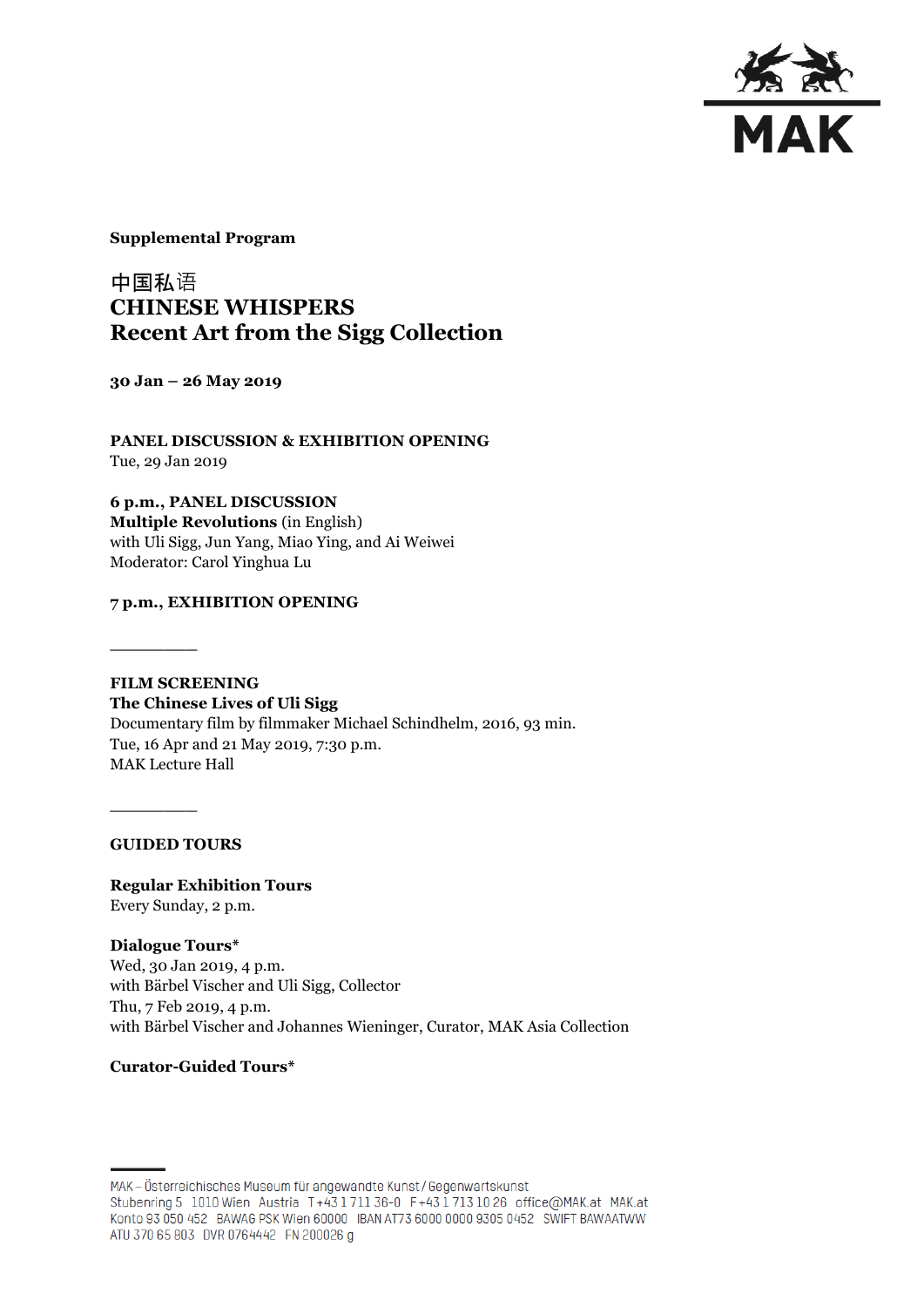**Supplemental Program**

# 中国私语
# CHINESE WHISPERS
# Recent Art from the Sigg Collection

**30 Jan – 26 May 2019**

**PANEL DISCUSSION & EXHIBITION OPENING**
Tue, 29 Jan 2019

**6 p.m., PANEL DISCUSSION**
**Multiple Revolutions** (in English)
with Uli Sigg, Jun Yang, Miao Ying, and Ai Weiwei
Moderator: Carol Yinghua Lu

**7 p.m., EXHIBITION OPENING**

---

**FILM SCREENING**
**The Chinese Lives of Uli Sigg**
Documentary film by filmmaker Michael Schindhelm, 2016, 93 min.
Tue, 16 Apr and 21 May 2019, 7:30 p.m.
MAK Lecture Hall

---

**GUIDED TOURS**

**Regular Exhibition Tours**
Every Sunday, 2 p.m.

**Dialogue Tours***
Wed, 30 Jan 2019, 4 p.m.
with Bärbel Vischer and Uli Sigg, Collector
Thu, 7 Feb 2019, 4 p.m.
with Bärbel Vischer and Johannes Wieninger, Curator, MAK Asia Collection

**Curator-Guided Tours***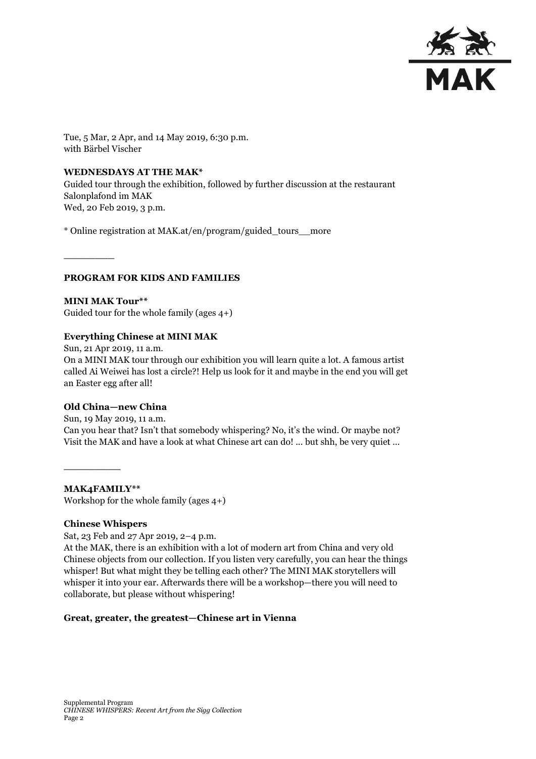Tue, 5 Mar, 2 Apr, and 14 May 2019, 6:30 p.m.
with Bärbel Vischer

**WEDNESDAYS AT THE MAK***
Guided tour through the exhibition, followed by further discussion at the restaurant Salonplafond im MAK
Wed, 20 Feb 2019, 3 p.m.

* Online registration at MAK.at/en/program/guided_tours__more

\_\_\_\_\_\_\_\_\_

**PROGRAM FOR KIDS AND FAMILIES**

**MINI MAK Tour****
Guided tour for the whole family (ages 4+)

**Everything Chinese at MINI MAK**
Sun, 21 Apr 2019, 11 a.m.
On a MINI MAK tour through our exhibition you will learn quite a lot. A famous artist called Ai Weiwei has lost a circle?! Help us look for it and maybe in the end you will get an Easter egg after all!

**Old China—new China**
Sun, 19 May 2019, 11 a.m.
Can you hear that? Isn't that somebody whispering? No, it's the wind. Or maybe not? Visit the MAK and have a look at what Chinese art can do! … but shh, be very quiet …

\_\_\_\_\_\_\_\_\_\_

**MAK4FAMILY****
Workshop for the whole family (ages 4+)

**Chinese Whispers**
Sat, 23 Feb and 27 Apr 2019, 2–4 p.m.
At the MAK, there is an exhibition with a lot of modern art from China and very old Chinese objects from our collection. If you listen very carefully, you can hear the things whisper! But what might they be telling each other? The MINI MAK storytellers will whisper it into your ear. Afterwards there will be a workshop—there you will need to collaborate, but please without whispering!

**Great, greater, the greatest—Chinese art in Vienna**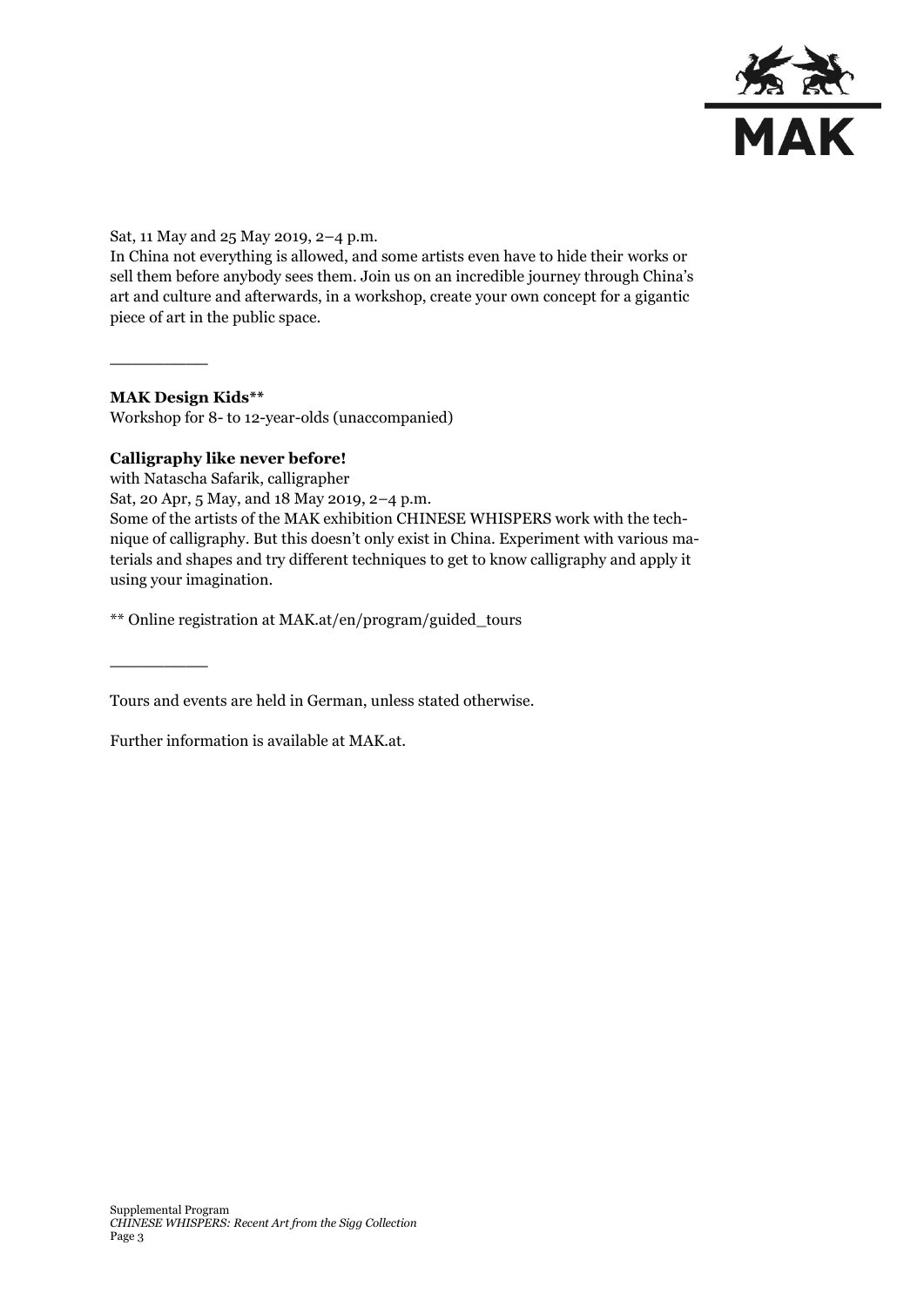Sat, 11 May and 25 May 2019, 2–4 p.m.
In China not everything is allowed, and some artists even have to hide their works or sell them before anybody sees them. Join us on an incredible journey through China's art and culture and afterwards, in a workshop, create your own concept for a gigantic piece of art in the public space.

__________

**MAK Design Kids****
Workshop for 8- to 12-year-olds (unaccompanied)

**Calligraphy like never before!**
with Natascha Safarik, calligrapher
Sat, 20 Apr, 5 May, and 18 May 2019, 2–4 p.m.
Some of the artists of the MAK exhibition CHINESE WHISPERS work with the technique of calligraphy. But this doesn't only exist in China. Experiment with various materials and shapes and try different techniques to get to know calligraphy and apply it using your imagination.

** Online registration at MAK.at/en/program/guided_tours

__________

Tours and events are held in German, unless stated otherwise.

Further information is available at MAK.at.